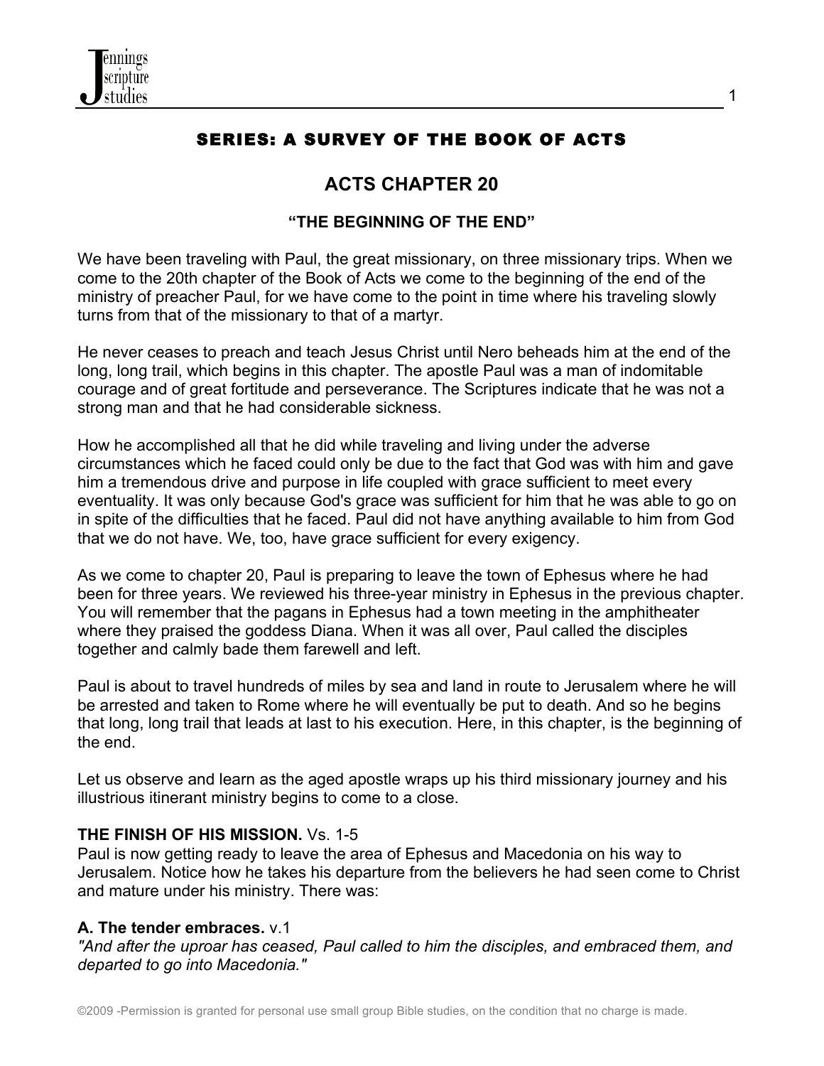## SERIES: A SURVEY OF THE BOOK OF ACTS

# ACTS CHAPTER 20

### "THE BEGINNING OF THE END"

We have been traveling with Paul, the great missionary, on three missionary trips. When we come to the 20th chapter of the Book of Acts we come to the beginning of the end of the ministry of preacher Paul, for we have come to the point in time where his traveling slowly turns from that of the missionary to that of a martyr.

He never ceases to preach and teach Jesus Christ until Nero beheads him at the end of the long, long trail, which begins in this chapter. The apostle Paul was a man of indomitable courage and of great fortitude and perseverance. The Scriptures indicate that he was not a strong man and that he had considerable sickness.

How he accomplished all that he did while traveling and living under the adverse circumstances which he faced could only be due to the fact that God was with him and gave him a tremendous drive and purpose in life coupled with grace sufficient to meet every eventuality. It was only because God's grace was sufficient for him that he was able to go on in spite of the difficulties that he faced. Paul did not have anything available to him from God that we do not have. We, too, have grace sufficient for every exigency.

As we come to chapter 20, Paul is preparing to leave the town of Ephesus where he had been for three years. We reviewed his three-year ministry in Ephesus in the previous chapter. You will remember that the pagans in Ephesus had a town meeting in the amphitheater where they praised the goddess Diana. When it was all over, Paul called the disciples together and calmly bade them farewell and left.

Paul is about to travel hundreds of miles by sea and land in route to Jerusalem where he will be arrested and taken to Rome where he will eventually be put to death. And so he begins that long, long trail that leads at last to his execution. Here, in this chapter, is the beginning of the end.

Let us observe and learn as the aged apostle wraps up his third missionary journey and his illustrious itinerant ministry begins to come to a close.

**THE FINISH OF HIS MISSION.** Vs. 1-5
Paul is now getting ready to leave the area of Ephesus and Macedonia on his way to Jerusalem. Notice how he takes his departure from the believers he had seen come to Christ and mature under his ministry. There was:

**A. The tender embraces.** v.1
*"And after the uproar has ceased, Paul called to him the disciples, and embraced them, and departed to go into Macedonia."*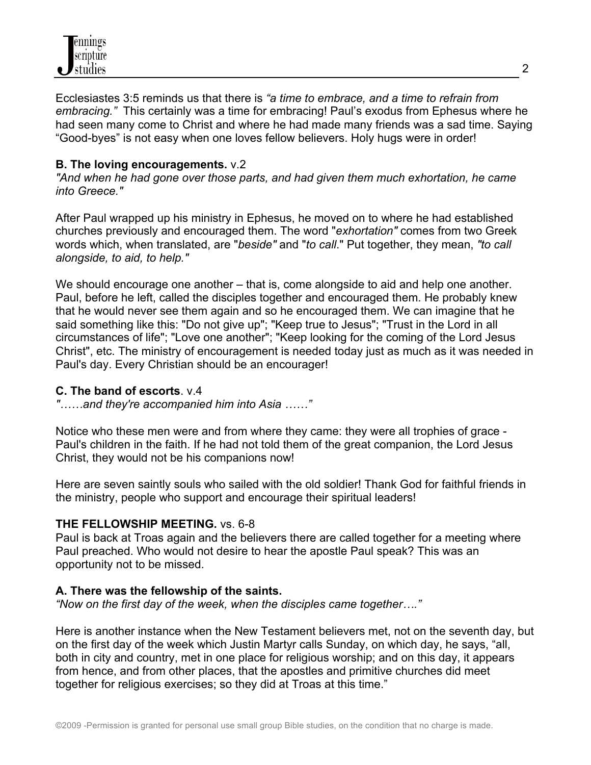Ecclesiastes 3:5 reminds us that there is *"a time to embrace, and a time to refrain from embracing."* This certainly was a time for embracing! Paul's exodus from Ephesus where he had seen many come to Christ and where he had made many friends was a sad time. Saying "Good-byes" is not easy when one loves fellow believers. Holy hugs were in order!

**B. The loving encouragements.** v.2

*"And when he had gone over those parts, and had given them much exhortation, he came into Greece."*

After Paul wrapped up his ministry in Ephesus, he moved on to where he had established churches previously and encouraged them. The word "*exhortation"* comes from two Greek words which, when translated, are "*beside"* and "*to call*." Put together, they mean, *"to call alongside, to aid, to help."*

We should encourage one another – that is, come alongside to aid and help one another. Paul, before he left, called the disciples together and encouraged them. He probably knew that he would never see them again and so he encouraged them. We can imagine that he said something like this: "Do not give up"; "Keep true to Jesus"; "Trust in the Lord in all circumstances of life"; "Love one another"; "Keep looking for the coming of the Lord Jesus Christ", etc. The ministry of encouragement is needed today just as much as it was needed in Paul's day. Every Christian should be an encourager!

**C. The band of escorts**. v.4

*"……and they're accompanied him into Asia ……"*

Notice who these men were and from where they came: they were all trophies of grace - Paul's children in the faith. If he had not told them of the great companion, the Lord Jesus Christ, they would not be his companions now!

Here are seven saintly souls who sailed with the old soldier! Thank God for faithful friends in the ministry, people who support and encourage their spiritual leaders!

**THE FELLOWSHIP MEETING.** vs. 6-8

Paul is back at Troas again and the believers there are called together for a meeting where Paul preached. Who would not desire to hear the apostle Paul speak? This was an opportunity not to be missed.

**A. There was the fellowship of the saints.**

*"Now on the first day of the week, when the disciples came together…."*

Here is another instance when the New Testament believers met, not on the seventh day, but on the first day of the week which Justin Martyr calls Sunday, on which day, he says, "all, both in city and country, met in one place for religious worship; and on this day, it appears from hence, and from other places, that the apostles and primitive churches did meet together for religious exercises; so they did at Troas at this time."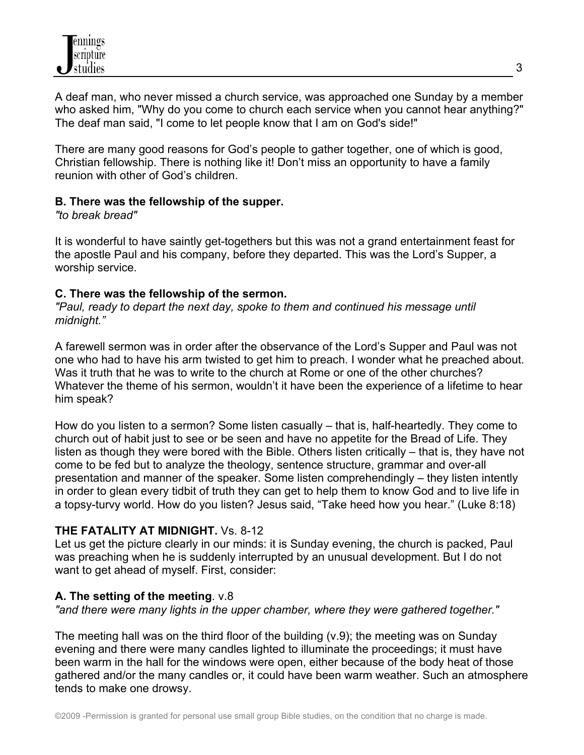A deaf man, who never missed a church service, was approached one Sunday by a member who asked him, "Why do you come to church each service when you cannot hear anything?" The deaf man said, "I come to let people know that I am on God's side!"

There are many good reasons for God's people to gather together, one of which is good, Christian fellowship. There is nothing like it! Don't miss an opportunity to have a family reunion with other of God's children.

**B. There was the fellowship of the supper.**
*"to break bread"*

It is wonderful to have saintly get-togethers but this was not a grand entertainment feast for the apostle Paul and his company, before they departed. This was the Lord's Supper, a worship service.

**C. There was the fellowship of the sermon.**
*"Paul, ready to depart the next day, spoke to them and continued his message until midnight."*

A farewell sermon was in order after the observance of the Lord's Supper and Paul was not one who had to have his arm twisted to get him to preach. I wonder what he preached about. Was it truth that he was to write to the church at Rome or one of the other churches? Whatever the theme of his sermon, wouldn't it have been the experience of a lifetime to hear him speak?

How do you listen to a sermon? Some listen casually – that is, half-heartedly. They come to church out of habit just to see or be seen and have no appetite for the Bread of Life. They listen as though they were bored with the Bible. Others listen critically – that is, they have not come to be fed but to analyze the theology, sentence structure, grammar and over-all presentation and manner of the speaker. Some listen comprehendingly – they listen intently in order to glean every tidbit of truth they can get to help them to know God and to live life in a topsy-turvy world. How do you listen? Jesus said, "Take heed how you hear." (Luke 8:18)

**THE FATALITY AT MIDNIGHT.** Vs. 8-12
Let us get the picture clearly in our minds: it is Sunday evening, the church is packed, Paul was preaching when he is suddenly interrupted by an unusual development. But I do not want to get ahead of myself. First, consider:

**A. The setting of the meeting**. v.8
*"and there were many lights in the upper chamber, where they were gathered together."*

The meeting hall was on the third floor of the building (v.9); the meeting was on Sunday evening and there were many candles lighted to illuminate the proceedings; it must have been warm in the hall for the windows were open, either because of the body heat of those gathered and/or the many candles or, it could have been warm weather. Such an atmosphere tends to make one drowsy.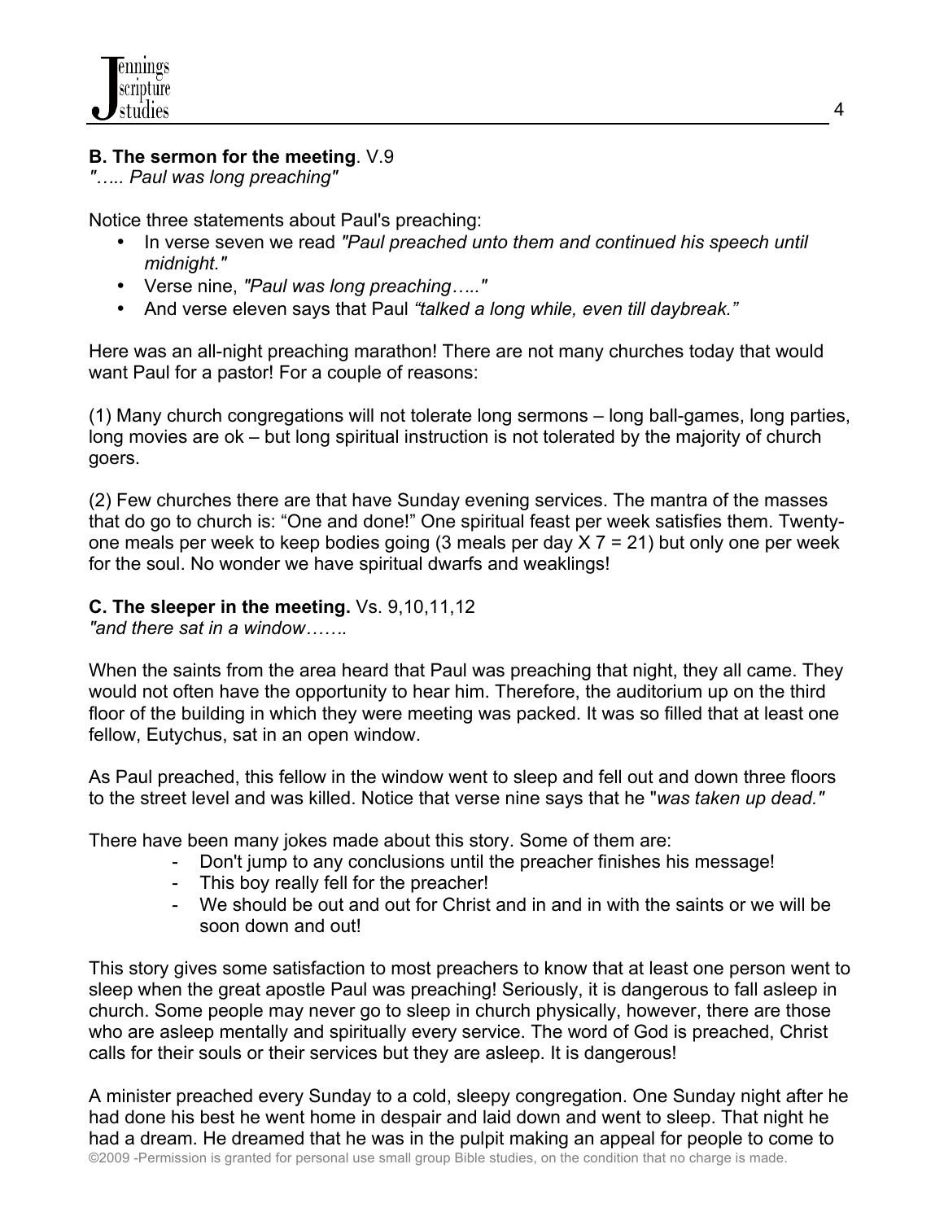**B. The sermon for the meeting**. V.9
*"….. Paul was long preaching"*

Notice three statements about Paul's preaching:

- In verse seven we read *"Paul preached unto them and continued his speech until midnight."*
- Verse nine, *"Paul was long preaching….."*
- And verse eleven says that Paul *"talked a long while, even till daybreak."*

Here was an all-night preaching marathon! There are not many churches today that would want Paul for a pastor! For a couple of reasons:

(1) Many church congregations will not tolerate long sermons – long ball-games, long parties, long movies are ok – but long spiritual instruction is not tolerated by the majority of church goers.

(2) Few churches there are that have Sunday evening services. The mantra of the masses that do go to church is: "One and done!" One spiritual feast per week satisfies them. Twenty-one meals per week to keep bodies going (3 meals per day X 7 = 21) but only one per week for the soul. No wonder we have spiritual dwarfs and weaklings!

**C. The sleeper in the meeting.** Vs. 9,10,11,12
*"and there sat in a window…….*

When the saints from the area heard that Paul was preaching that night, they all came. They would not often have the opportunity to hear him. Therefore, the auditorium up on the third floor of the building in which they were meeting was packed. It was so filled that at least one fellow, Eutychus, sat in an open window.

As Paul preached, this fellow in the window went to sleep and fell out and down three floors to the street level and was killed. Notice that verse nine says that he "*was taken up dead."*

There have been many jokes made about this story. Some of them are:

- Don't jump to any conclusions until the preacher finishes his message!
- This boy really fell for the preacher!
- We should be out and out for Christ and in and in with the saints or we will be soon down and out!

This story gives some satisfaction to most preachers to know that at least one person went to sleep when the great apostle Paul was preaching! Seriously, it is dangerous to fall asleep in church. Some people may never go to sleep in church physically, however, there are those who are asleep mentally and spiritually every service. The word of God is preached, Christ calls for their souls or their services but they are asleep. It is dangerous!

A minister preached every Sunday to a cold, sleepy congregation. One Sunday night after he had done his best he went home in despair and laid down and went to sleep. That night he had a dream. He dreamed that he was in the pulpit making an appeal for people to come to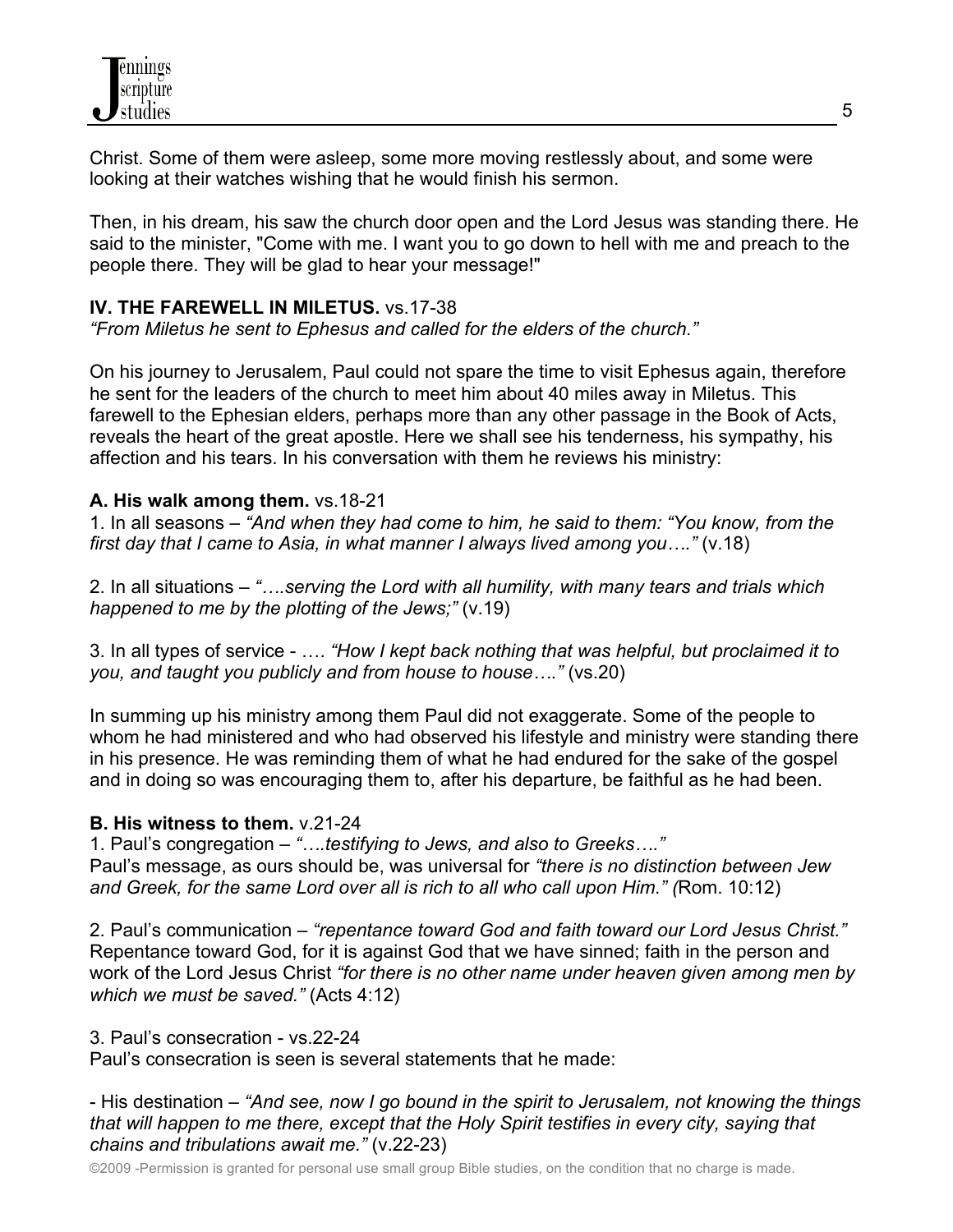Christ. Some of them were asleep, some more moving restlessly about, and some were looking at their watches wishing that he would finish his sermon.

Then, in his dream, his saw the church door open and the Lord Jesus was standing there. He said to the minister, "Come with me. I want you to go down to hell with me and preach to the people there. They will be glad to hear your message!"

**IV. THE FAREWELL IN MILETUS.** vs.17-38

*"From Miletus he sent to Ephesus and called for the elders of the church."*

On his journey to Jerusalem, Paul could not spare the time to visit Ephesus again, therefore he sent for the leaders of the church to meet him about 40 miles away in Miletus. This farewell to the Ephesian elders, perhaps more than any other passage in the Book of Acts, reveals the heart of the great apostle. Here we shall see his tenderness, his sympathy, his affection and his tears. In his conversation with them he reviews his ministry:

**A. His walk among them.** vs.18-21

1. In all seasons – *"And when they had come to him, he said to them: "You know, from the first day that I came to Asia, in what manner I always lived among you…."* (v.18)

2. In all situations – *"….serving the Lord with all humility, with many tears and trials which happened to me by the plotting of the Jews;"* (v.19)

3. In all types of service - …. *"How I kept back nothing that was helpful, but proclaimed it to you, and taught you publicly and from house to house…."* (vs.20)

In summing up his ministry among them Paul did not exaggerate. Some of the people to whom he had ministered and who had observed his lifestyle and ministry were standing there in his presence. He was reminding them of what he had endured for the sake of the gospel and in doing so was encouraging them to, after his departure, be faithful as he had been.

**B. His witness to them.** v.21-24

1. Paul's congregation – *"….testifying to Jews, and also to Greeks…."*
Paul's message, as ours should be, was universal for *"there is no distinction between Jew and Greek, for the same Lord over all is rich to all who call upon Him." (*Rom. 10:12)

2. Paul's communication – *"repentance toward God and faith toward our Lord Jesus Christ."* Repentance toward God, for it is against God that we have sinned; faith in the person and work of the Lord Jesus Christ *"for there is no other name under heaven given among men by which we must be saved."* (Acts 4:12)

3. Paul's consecration - vs.22-24
Paul's consecration is seen is several statements that he made:

- His destination – *"And see, now I go bound in the spirit to Jerusalem, not knowing the things that will happen to me there, except that the Holy Spirit testifies in every city, saying that chains and tribulations await me."* (v.22-23)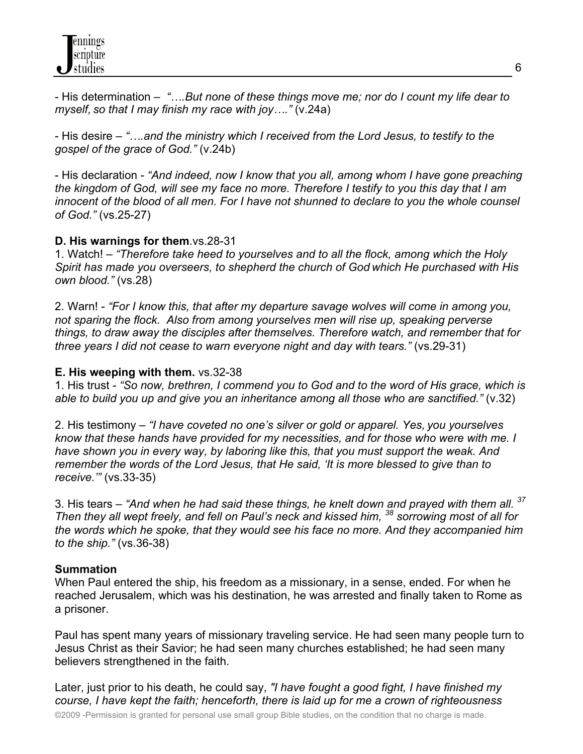- His determination – *"….But none of these things move me; nor do I count my life dear to myself, so that I may finish my race with joy…."* (v.24a)

- His desire – *"….and the ministry which I received from the Lord Jesus, to testify to the gospel of the grace of God."* (v.24b)

- His declaration - *"And indeed, now I know that you all, among whom I have gone preaching the kingdom of God, will see my face no more. Therefore I testify to you this day that I am innocent of the blood of all men. For I have not shunned to declare to you the whole counsel of God."* (vs.25-27)

**D. His warnings for them**.vs.28-31

1. Watch! – *"Therefore take heed to yourselves and to all the flock, among which the Holy Spirit has made you overseers, to shepherd the church of God which He purchased with His own blood."* (vs.28)

2. Warn! - *"For I know this, that after my departure savage wolves will come in among you, not sparing the flock. Also from among yourselves men will rise up, speaking perverse things, to draw away the disciples after themselves. Therefore watch, and remember that for three years I did not cease to warn everyone night and day with tears."* (vs.29-31)

**E. His weeping with them.** vs.32-38

1. His trust - *"So now, brethren, I commend you to God and to the word of His grace, which is able to build you up and give you an inheritance among all those who are sanctified."* (v.32)

2. His testimony – *"I have coveted no one's silver or gold or apparel. Yes, you yourselves know that these hands have provided for my necessities, and for those who were with me. I have shown you in every way, by laboring like this, that you must support the weak. And remember the words of the Lord Jesus, that He said, 'It is more blessed to give than to receive.'"* (vs.33-35)

3. His tears – *"And when he had said these things, he knelt down and prayed with them all. [37] Then they all wept freely, and fell on Paul's neck and kissed him, [38] sorrowing most of all for the words which he spoke, that they would see his face no more. And they accompanied him to the ship."* (vs.36-38)

**Summation**

When Paul entered the ship, his freedom as a missionary, in a sense, ended. For when he reached Jerusalem, which was his destination, he was arrested and finally taken to Rome as a prisoner.

Paul has spent many years of missionary traveling service. He had seen many people turn to Jesus Christ as their Savior; he had seen many churches established; he had seen many believers strengthened in the faith.

Later, just prior to his death, he could say, *"I have fought a good fight, I have finished my course, I have kept the faith; henceforth, there is laid up for me a crown of righteousness*

©2009 -Permission is granted for personal use small group Bible studies, on the condition that no charge is made.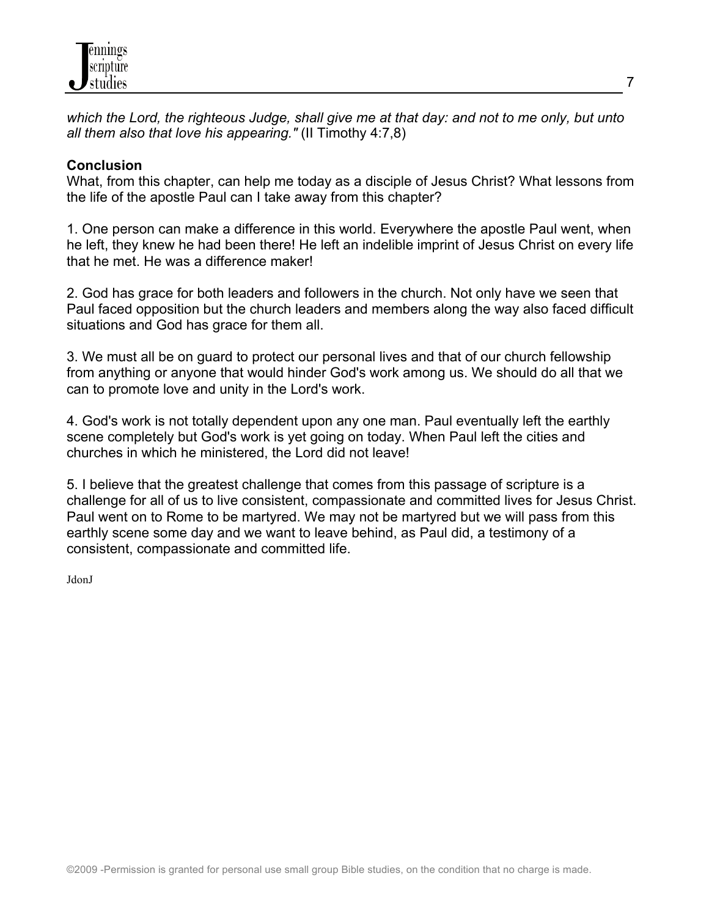*which the Lord, the righteous Judge, shall give me at that day: and not to me only, but unto all them also that love his appearing."* (II Timothy 4:7,8)

**Conclusion**

What, from this chapter, can help me today as a disciple of Jesus Christ? What lessons from the life of the apostle Paul can I take away from this chapter?

1. One person can make a difference in this world. Everywhere the apostle Paul went, when he left, they knew he had been there! He left an indelible imprint of Jesus Christ on every life that he met. He was a difference maker!

2. God has grace for both leaders and followers in the church. Not only have we seen that Paul faced opposition but the church leaders and members along the way also faced difficult situations and God has grace for them all.

3. We must all be on guard to protect our personal lives and that of our church fellowship from anything or anyone that would hinder God's work among us. We should do all that we can to promote love and unity in the Lord's work.

4. God's work is not totally dependent upon any one man. Paul eventually left the earthly scene completely but God's work is yet going on today. When Paul left the cities and churches in which he ministered, the Lord did not leave!

5. I believe that the greatest challenge that comes from this passage of scripture is a challenge for all of us to live consistent, compassionate and committed lives for Jesus Christ. Paul went on to Rome to be martyred. We may not be martyred but we will pass from this earthly scene some day and we want to leave behind, as Paul did, a testimony of a consistent, compassionate and committed life.

JdonJ